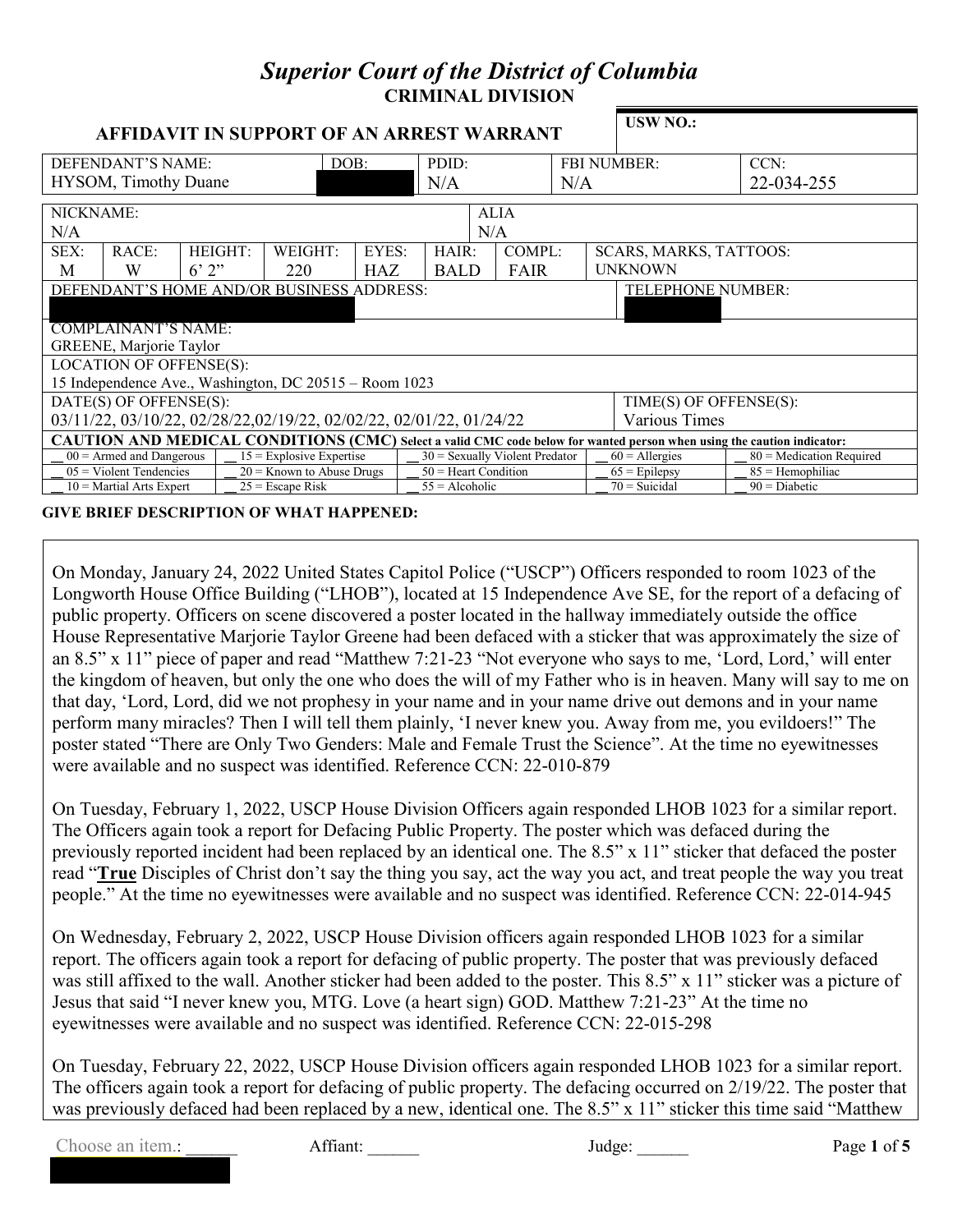# *Superior Court of the District of Columbia*
## CRIMINAL DIVISION

### AFFIDAVIT IN SUPPORT OF AN ARREST WARRANT

| USW NO.: |
|---|
| |

| DEFENDANT'S NAME: | DOB: | PDID: | FBI NUMBER: | CCN: |
|---|---|---|---|---|
| HYSOM, Timothy Duane | | N/A | N/A | 22-034-255 |

| NICKNAME: | ALIA |
|---|---|
| N/A | N/A |

| SEX: | RACE: | HEIGHT: | WEIGHT: | EYES: | HAIR: | COMPL: | SCARS, MARKS, TATTOOS: |
|---|---|---|---|---|---|---|---|
| M | W | 6' 2" | 220 | HAZ | BALD | FAIR | UNKNOWN |

| DEFENDANT'S HOME AND/OR BUSINESS ADDRESS: | TELEPHONE NUMBER: |
|---|---|
| | |

COMPLAINANT'S NAME:
GREENE, Marjorie Taylor

LOCATION OF OFFENSE(S):
15 Independence Ave., Washington, DC 20515 – Room 1023

| DATE(S) OF OFFENSE(S): | TIME(S) OF OFFENSE(S): |
|---|---|
| 03/11/22, 03/10/22, 02/28/22,02/19/22, 02/02/22, 02/01/22, 01/24/22 | Various Times |

**CAUTION AND MEDICAL CONDITIONS (CMC) Select a valid CMC code below for wanted person when using the caution indicator:**

| | | | | |
|---|---|---|---|---|
| __ 00 = Armed and Dangerous | __ 15 = Explosive Expertise | __ 30 = Sexually Violent Predator | __ 60 = Allergies | __ 80 = Medication Required |
| __ 05 = Violent Tendencies | __ 20 = Known to Abuse Drugs | __ 50 = Heart Condition | __ 65 = Epilepsy | __ 85 = Hemophiliac |
| __ 10 = Martial Arts Expert | __ 25 = Escape Risk | __ 55 = Alcoholic | __ 70 = Suicidal | __ 90 = Diabetic |

**GIVE BRIEF DESCRIPTION OF WHAT HAPPENED:**

On Monday, January 24, 2022 United States Capitol Police ("USCP") Officers responded to room 1023 of the Longworth House Office Building ("LHOB"), located at 15 Independence Ave SE, for the report of a defacing of public property. Officers on scene discovered a poster located in the hallway immediately outside the office House Representative Marjorie Taylor Greene had been defaced with a sticker that was approximately the size of an 8.5" x 11" piece of paper and read "Matthew 7:21-23 "Not everyone who says to me, 'Lord, Lord,' will enter the kingdom of heaven, but only the one who does the will of my Father who is in heaven. Many will say to me on that day, 'Lord, Lord, did we not prophesy in your name and in your name drive out demons and in your name perform many miracles? Then I will tell them plainly, 'I never knew you. Away from me, you evildoers!" The poster stated "There are Only Two Genders: Male and Female Trust the Science". At the time no eyewitnesses were available and no suspect was identified. Reference CCN: 22-010-879

On Tuesday, February 1, 2022, USCP House Division Officers again responded LHOB 1023 for a similar report. The Officers again took a report for Defacing Public Property. The poster which was defaced during the previously reported incident had been replaced by an identical one. The 8.5" x 11" sticker that defaced the poster read "**True** Disciples of Christ don't say the thing you say, act the way you act, and treat people the way you treat people." At the time no eyewitnesses were available and no suspect was identified. Reference CCN: 22-014-945

On Wednesday, February 2, 2022, USCP House Division officers again responded LHOB 1023 for a similar report. The officers again took a report for defacing of public property. The poster that was previously defaced was still affixed to the wall. Another sticker had been added to the poster. This 8.5" x 11" sticker was a picture of Jesus that said "I never knew you, MTG. Love (a heart sign) GOD. Matthew 7:21-23" At the time no eyewitnesses were available and no suspect was identified. Reference CCN: 22-015-298

On Tuesday, February 22, 2022, USCP House Division officers again responded LHOB 1023 for a similar report. The officers again took a report for defacing of public property. The defacing occurred on 2/19/22. The poster that was previously defaced had been replaced by a new, identical one. The 8.5" x 11" sticker this time said "Matthew

Choose an item.: ______ Affiant: ______ Judge: ______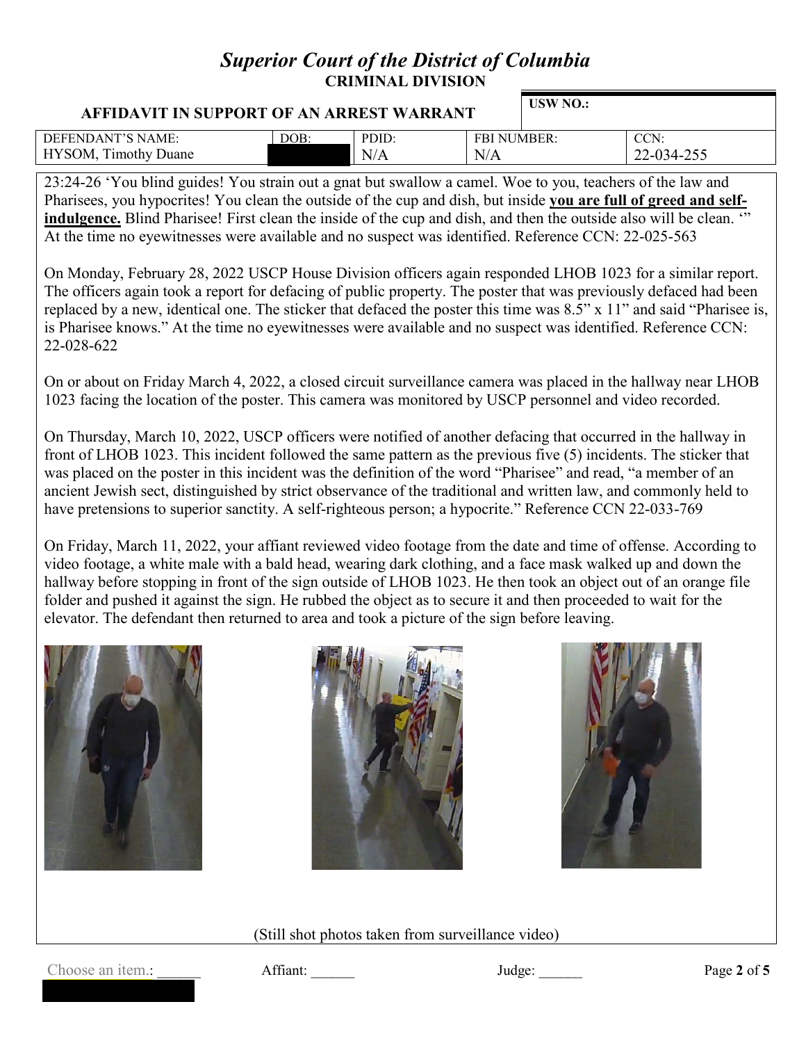# *Superior Court of the District of Columbia*

**CRIMINAL DIVISION**

## AFFIDAVIT IN SUPPORT OF AN ARREST WARRANT

**USW NO.:**

| DEFENDANT'S NAME: | DOB: | PDID: | FBI NUMBER: | CCN: |
|---|---|---|---|---|
| HYSOM, Timothy Duane | | N/A | N/A | 22-034-255 |

23:24-26 'You blind guides! You strain out a gnat but swallow a camel. Woe to you, teachers of the law and Pharisees, you hypocrites! You clean the outside of the cup and dish, but inside **you are full of greed and self-indulgence.** Blind Pharisee! First clean the inside of the cup and dish, and then the outside also will be clean. '" At the time no eyewitnesses were available and no suspect was identified. Reference CCN: 22-025-563

On Monday, February 28, 2022 USCP House Division officers again responded LHOB 1023 for a similar report. The officers again took a report for defacing of public property. The poster that was previously defaced had been replaced by a new, identical one. The sticker that defaced the poster this time was 8.5" x 11" and said "Pharisee is, is Pharisee knows." At the time no eyewitnesses were available and no suspect was identified. Reference CCN: 22-028-622

On or about on Friday March 4, 2022, a closed circuit surveillance camera was placed in the hallway near LHOB 1023 facing the location of the poster. This camera was monitored by USCP personnel and video recorded.

On Thursday, March 10, 2022, USCP officers were notified of another defacing that occurred in the hallway in front of LHOB 1023. This incident followed the same pattern as the previous five (5) incidents. The sticker that was placed on the poster in this incident was the definition of the word "Pharisee" and read, "a member of an ancient Jewish sect, distinguished by strict observance of the traditional and written law, and commonly held to have pretensions to superior sanctity. A self-righteous person; a hypocrite." Reference CCN 22-033-769

On Friday, March 11, 2022, your affiant reviewed video footage from the date and time of offense. According to video footage, a white male with a bald head, wearing dark clothing, and a face mask walked up and down the hallway before stopping in front of the sign outside of LHOB 1023. He then took an object out of an orange file folder and pushed it against the sign. He rubbed the object as to secure it and then proceeded to wait for the elevator. The defendant then returned to area and took a picture of the sign before leaving.

(Still shot photos taken from surveillance video)

Choose an item.: ______ Affiant: ______ Judge: ______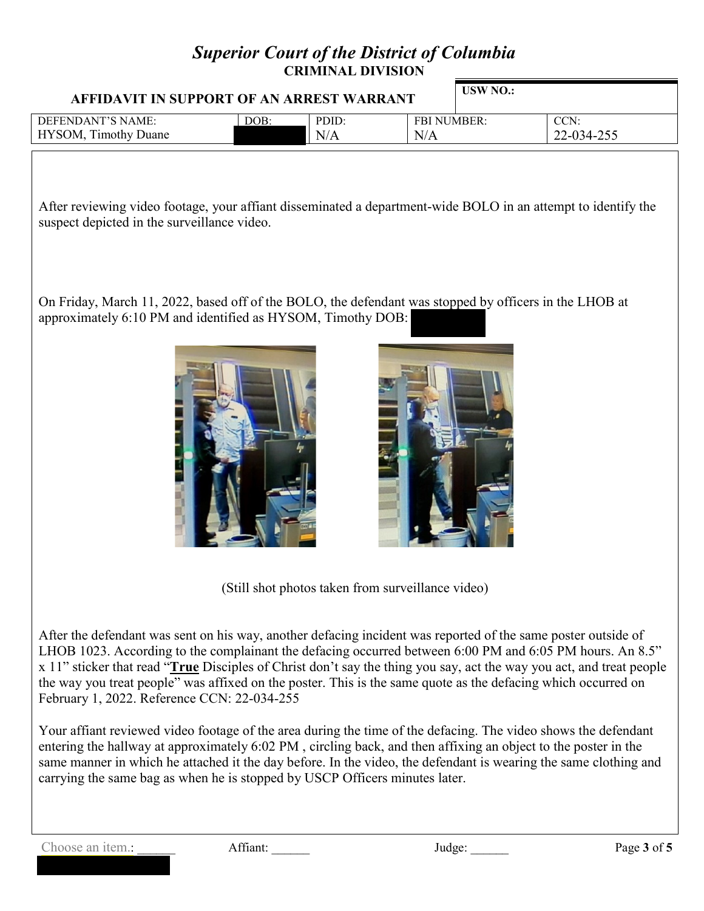# *Superior Court of the District of Columbia*

**CRIMINAL DIVISION**

**AFFIDAVIT IN SUPPORT OF AN ARREST WARRANT**

**USW NO.:**

| DEFENDANT'S NAME: | DOB: | PDID: | FBI NUMBER: | CCN: |
|---|---|---|---|---|
| HYSOM, Timothy Duane | | N/A | N/A | 22-034-255 |

After reviewing video footage, your affiant disseminated a department-wide BOLO in an attempt to identify the suspect depicted in the surveillance video.

On Friday, March 11, 2022, based off of the BOLO, the defendant was stopped by officers in the LHOB at approximately 6:10 PM and identified as HYSOM, Timothy DOB:

(Still shot photos taken from surveillance video)

After the defendant was sent on his way, another defacing incident was reported of the same poster outside of LHOB 1023. According to the complainant the defacing occurred between 6:00 PM and 6:05 PM hours. An 8.5" x 11" sticker that read "**True** Disciples of Christ don't say the thing you say, act the way you act, and treat people the way you treat people" was affixed on the poster. This is the same quote as the defacing which occurred on February 1, 2022. Reference CCN: 22-034-255

Your affiant reviewed video footage of the area during the time of the defacing. The video shows the defendant entering the hallway at approximately 6:02 PM , circling back, and then affixing an object to the poster in the same manner in which he attached it the day before. In the video, the defendant is wearing the same clothing and carrying the same bag as when he is stopped by USCP Officers minutes later.

Choose an item.: ______ Affiant: ______ Judge: ______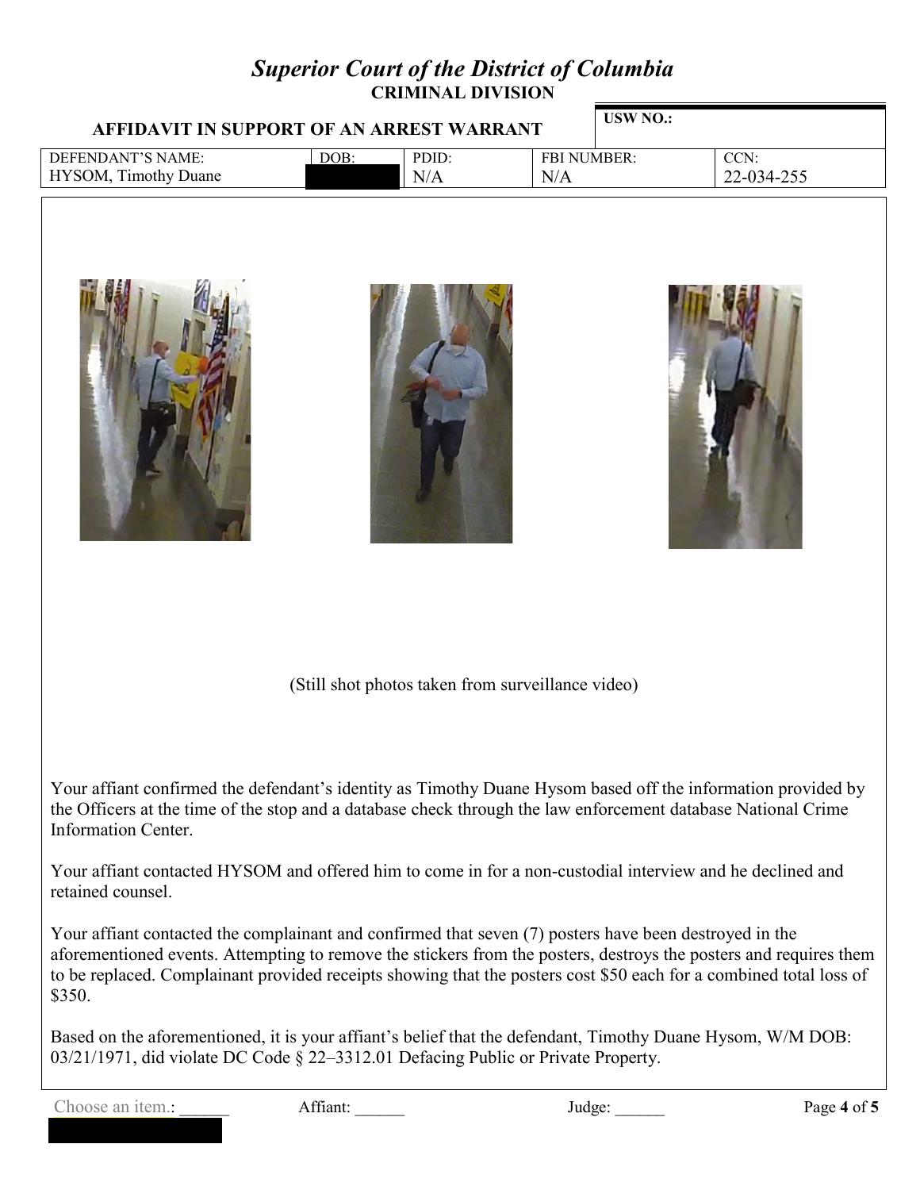# *Superior Court of the District of Columbia*

**CRIMINAL DIVISION**

| **AFFIDAVIT IN SUPPORT OF AN ARREST WARRANT** | | | | **USW NO.:** |
|---|---|---|---|---|
| DEFENDANT'S NAME: HYSOM, Timothy Duane | DOB: | PDID: N/A | FBI NUMBER: N/A | CCN: 22-034-255 |

(Still shot photos taken from surveillance video)

Your affiant confirmed the defendant's identity as Timothy Duane Hysom based off the information provided by the Officers at the time of the stop and a database check through the law enforcement database National Crime Information Center.

Your affiant contacted HYSOM and offered him to come in for a non-custodial interview and he declined and retained counsel.

Your affiant contacted the complainant and confirmed that seven (7) posters have been destroyed in the aforementioned events. Attempting to remove the stickers from the posters, destroys the posters and requires them to be replaced. Complainant provided receipts showing that the posters cost $50 each for a combined total loss of $350.

Based on the aforementioned, it is your affiant's belief that the defendant, Timothy Duane Hysom, W/M DOB: 03/21/1971, did violate DC Code § 22–3312.01 Defacing Public or Private Property.

Choose an item.: ______ Affiant: ______ Judge: ______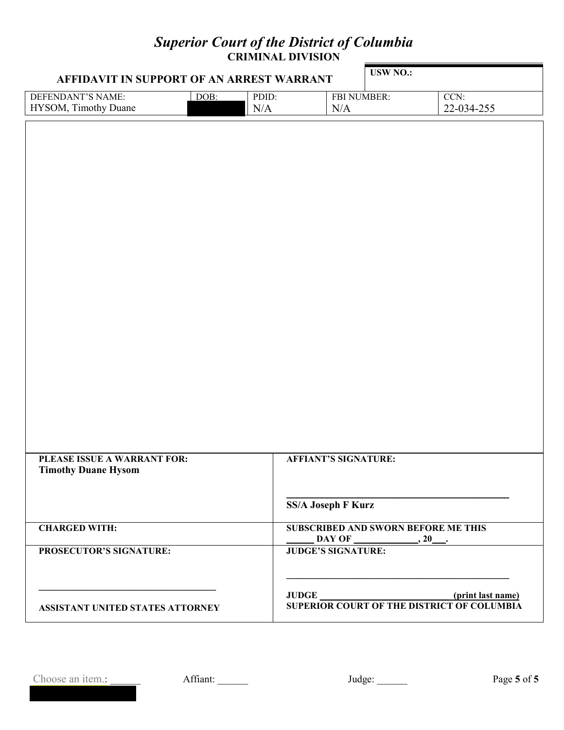# *Superior Court of the District of Columbia*

**CRIMINAL DIVISION**

## AFFIDAVIT IN SUPPORT OF AN ARREST WARRANT

**USW NO.:**

| DEFENDANT'S NAME: | DOB: | PDID: | FBI NUMBER: | CCN: |
|---|---|---|---|---|
| HYSOM, Timothy Duane | | N/A | N/A | 22-034-255 |

| | |
|---|---|
| **PLEASE ISSUE A WARRANT FOR:** **Timothy Duane Hysom** | **AFFIANT'S SIGNATURE:** ______________________________ **SS/A Joseph F Kurz** |
| **CHARGED WITH:** | **SUBSCRIBED AND SWORN BEFORE ME THIS ______ DAY OF ______________, 20___.** |
| **PROSECUTOR'S SIGNATURE:** ______________________________ **ASSISTANT UNITED STATES ATTORNEY** | **JUDGE'S SIGNATURE:** ______________________________ **JUDGE ______________________________ (print last name)** **SUPERIOR COURT OF THE DISTRICT OF COLUMBIA** |

Choose an item.: ______ Affiant: ______ Judge: ______